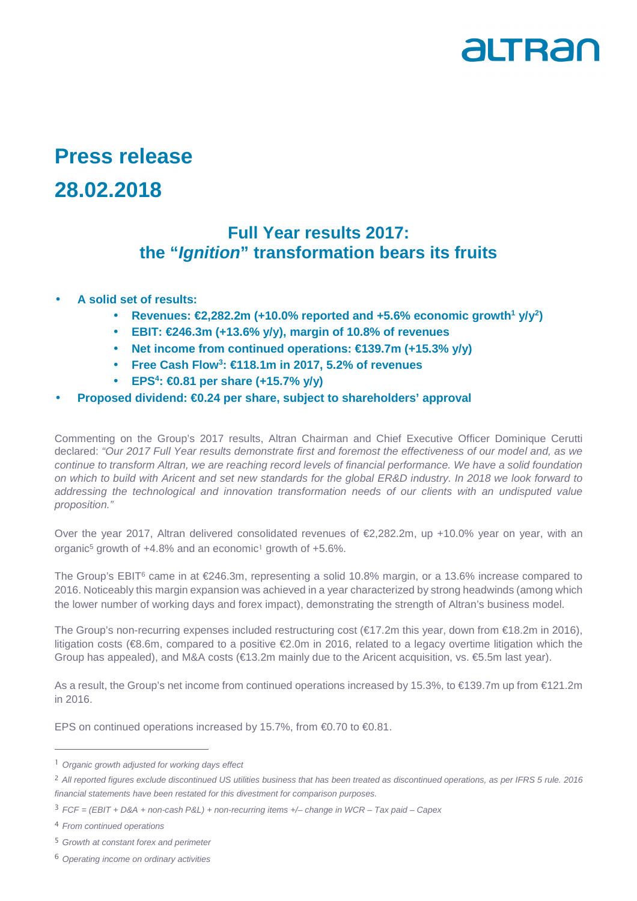# Press release

# 28.02.2018

## Full Year results 2017: the "*Ignition*" transformation bears its fruits

- **A solid set of results:**
  - **Revenues: €2,282.2m (+10.0% reported and +5.6% economic growth[1] y/y[2])**
  - **EBIT: €246.3m (+13.6% y/y), margin of 10.8% of revenues**
  - **Net income from continued operations: €139.7m (+15.3% y/y)**
  - **Free Cash Flow[3]: €118.1m in 2017, 5.2% of revenues**
  - **EPS[4]: €0.81 per share (+15.7% y/y)**
- **Proposed dividend: €0.24 per share, subject to shareholders' approval**

Commenting on the Group's 2017 results, Altran Chairman and Chief Executive Officer Dominique Cerutti declared: *"Our 2017 Full Year results demonstrate first and foremost the effectiveness of our model and, as we continue to transform Altran, we are reaching record levels of financial performance. We have a solid foundation on which to build with Aricent and set new standards for the global ER&D industry. In 2018 we look forward to addressing the technological and innovation transformation needs of our clients with an undisputed value proposition."*

Over the year 2017, Altran delivered consolidated revenues of €2,282.2m, up +10.0% year on year, with an organic[5] growth of +4.8% and an economic[1] growth of +5.6%.

The Group's EBIT[6] came in at €246.3m, representing a solid 10.8% margin, or a 13.6% increase compared to 2016. Noticeably this margin expansion was achieved in a year characterized by strong headwinds (among which the lower number of working days and forex impact), demonstrating the strength of Altran's business model.

The Group's non-recurring expenses included restructuring cost (€17.2m this year, down from €18.2m in 2016), litigation costs (€8.6m, compared to a positive €2.0m in 2016, related to a legacy overtime litigation which the Group has appealed), and M&A costs (€13.2m mainly due to the Aricent acquisition, vs. €5.5m last year).

As a result, the Group's net income from continued operations increased by 15.3%, to €139.7m up from €121.2m in 2016.

EPS on continued operations increased by 15.7%, from €0.70 to €0.81.

---

[1] *Organic growth adjusted for working days effect*

[2] *All reported figures exclude discontinued US utilities business that has been treated as discontinued operations, as per IFRS 5 rule. 2016 financial statements have been restated for this divestment for comparison purposes.*

[3] *FCF = (EBIT + D&A + non-cash P&L) + non-recurring items +/– change in WCR – Tax paid – Capex*

[4] *From continued operations*

[5] *Growth at constant forex and perimeter*

[6] *Operating income on ordinary activities*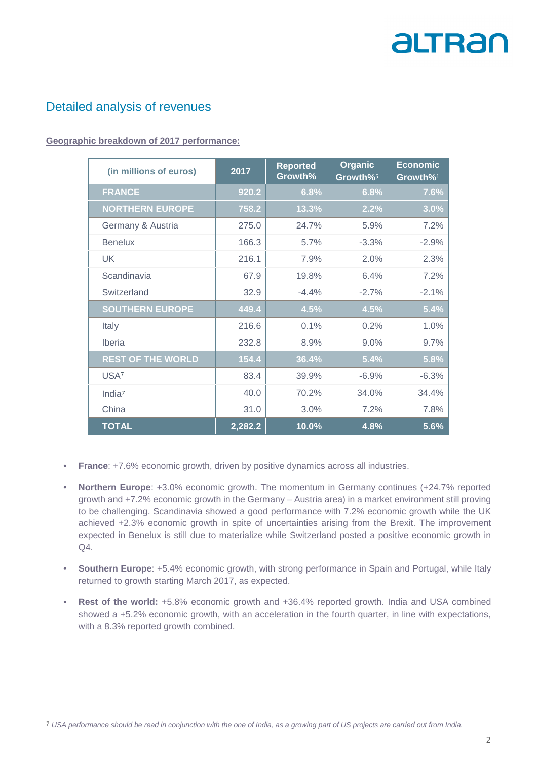## Detailed analysis of revenues

**Geographic breakdown of 2017 performance:**

| (in millions of euros) | 2017 | Reported Growth% | Organic Growth%[5] | Economic Growth%[1] |
|---|---|---|---|---|
| **FRANCE** | **920.2** | **6.8%** | **6.8%** | **7.6%** |
| **NORTHERN EUROPE** | **758.2** | **13.3%** | **2.2%** | **3.0%** |
| Germany & Austria | 275.0 | 24.7% | 5.9% | 7.2% |
| Benelux | 166.3 | 5.7% | -3.3% | -2.9% |
| UK | 216.1 | 7.9% | 2.0% | 2.3% |
| Scandinavia | 67.9 | 19.8% | 6.4% | 7.2% |
| Switzerland | 32.9 | -4.4% | -2.7% | -2.1% |
| **SOUTHERN EUROPE** | **449.4** | **4.5%** | **4.5%** | **5.4%** |
| Italy | 216.6 | 0.1% | 0.2% | 1.0% |
| Iberia | 232.8 | 8.9% | 9.0% | 9.7% |
| **REST OF THE WORLD** | **154.4** | **36.4%** | **5.4%** | **5.8%** |
| USA[7] | 83.4 | 39.9% | -6.9% | -6.3% |
| India[7] | 40.0 | 70.2% | 34.0% | 34.4% |
| China | 31.0 | 3.0% | 7.2% | 7.8% |
| **TOTAL** | **2,282.2** | **10.0%** | **4.8%** | **5.6%** |

- **France**: +7.6% economic growth, driven by positive dynamics across all industries.
- **Northern Europe**: +3.0% economic growth. The momentum in Germany continues (+24.7% reported growth and +7.2% economic growth in the Germany – Austria area) in a market environment still proving to be challenging. Scandinavia showed a good performance with 7.2% economic growth while the UK achieved +2.3% economic growth in spite of uncertainties arising from the Brexit. The improvement expected in Benelux is still due to materialize while Switzerland posted a positive economic growth in Q4.
- **Southern Europe**: +5.4% economic growth, with strong performance in Spain and Portugal, while Italy returned to growth starting March 2017, as expected.
- **Rest of the world:** +5.8% economic growth and +36.4% reported growth. India and USA combined showed a +5.2% economic growth, with an acceleration in the fourth quarter, in line with expectations, with a 8.3% reported growth combined.

[7] *USA performance should be read in conjunction with the one of India, as a growing part of US projects are carried out from India.*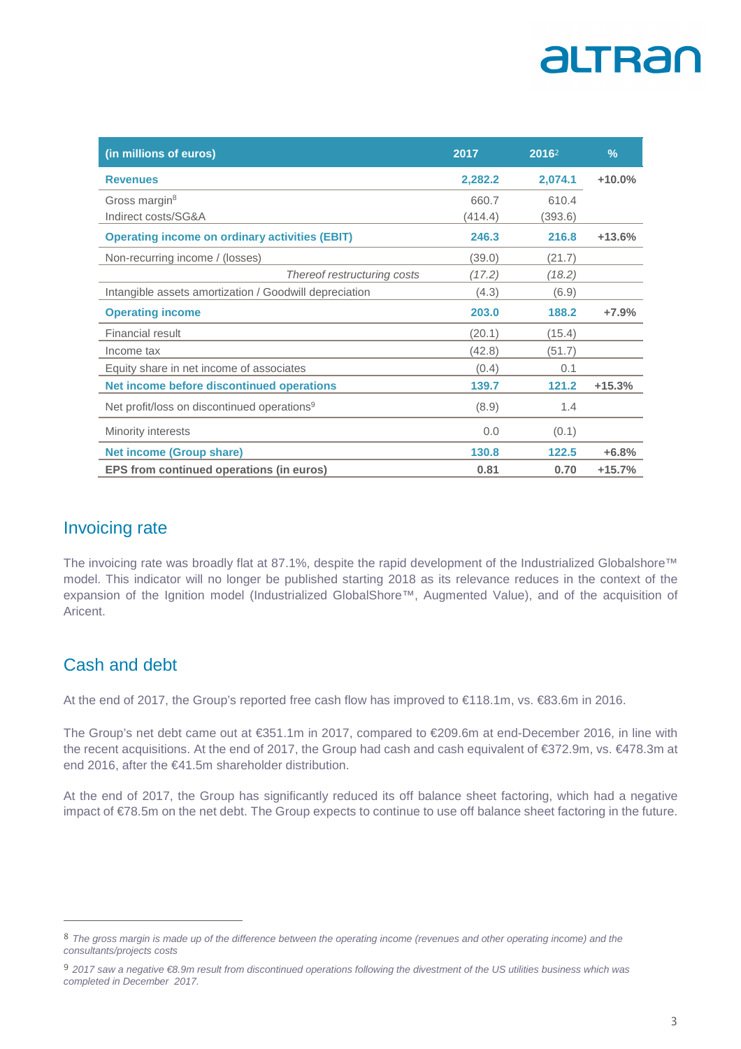| (in millions of euros) | 2017 | 2016[2] | % |
|---|---|---|---|
| **Revenues** | **2,282.2** | **2,074.1** | **+10.0%** |
| Gross margin[8] | 660.7 | 610.4 | |
| Indirect costs/SG&A | (414.4) | (393.6) | |
| **Operating income on ordinary activities (EBIT)** | **246.3** | **216.8** | **+13.6%** |
| Non-recurring income / (losses) | (39.0) | (21.7) | |
| *Thereof restructuring costs* | *(17.2)* | *(18.2)* | |
| Intangible assets amortization / Goodwill depreciation | (4.3) | (6.9) | |
| **Operating income** | **203.0** | **188.2** | **+7.9%** |
| Financial result | (20.1) | (15.4) | |
| Income tax | (42.8) | (51.7) | |
| Equity share in net income of associates | (0.4) | 0.1 | |
| **Net income before discontinued operations** | **139.7** | **121.2** | **+15.3%** |
| Net profit/loss on discontinued operations[9] | (8.9) | 1.4 | |
| Minority interests | 0.0 | (0.1) | |
| **Net income (Group share)** | **130.8** | **122.5** | **+6.8%** |
| **EPS from continued operations (in euros)** | **0.81** | **0.70** | **+15.7%** |

## Invoicing rate

The invoicing rate was broadly flat at 87.1%, despite the rapid development of the Industrialized Globalshore™ model. This indicator will no longer be published starting 2018 as its relevance reduces in the context of the expansion of the Ignition model (Industrialized GlobalShore™, Augmented Value), and of the acquisition of Aricent.

## Cash and debt

At the end of 2017, the Group's reported free cash flow has improved to €118.1m, vs. €83.6m in 2016.

The Group's net debt came out at €351.1m in 2017, compared to €209.6m at end-December 2016, in line with the recent acquisitions. At the end of 2017, the Group had cash and cash equivalent of €372.9m, vs. €478.3m at end 2016, after the €41.5m shareholder distribution.

At the end of 2017, the Group has significantly reduced its off balance sheet factoring, which had a negative impact of €78.5m on the net debt. The Group expects to continue to use off balance sheet factoring in the future.

---

[8] *The gross margin is made up of the difference between the operating income (revenues and other operating income) and the consultants/projects costs*

[9] *2017 saw a negative €8.9m result from discontinued operations following the divestment of the US utilities business which was completed in December 2017.*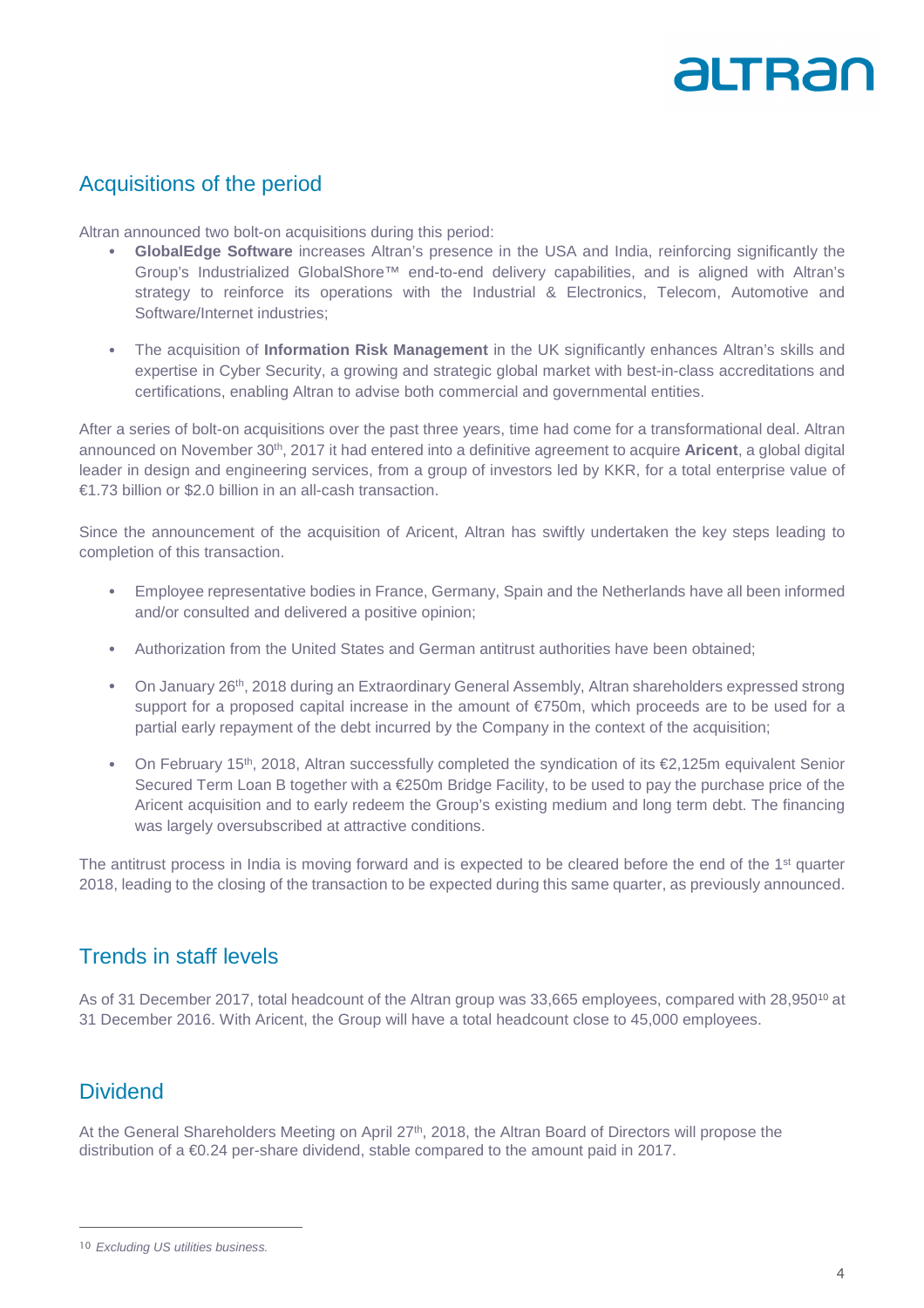## Acquisitions of the period

Altran announced two bolt-on acquisitions during this period:

- **GlobalEdge Software** increases Altran's presence in the USA and India, reinforcing significantly the Group's Industrialized GlobalShore™ end-to-end delivery capabilities, and is aligned with Altran's strategy to reinforce its operations with the Industrial & Electronics, Telecom, Automotive and Software/Internet industries;

- The acquisition of **Information Risk Management** in the UK significantly enhances Altran's skills and expertise in Cyber Security, a growing and strategic global market with best-in-class accreditations and certifications, enabling Altran to advise both commercial and governmental entities.

After a series of bolt-on acquisitions over the past three years, time had come for a transformational deal. Altran announced on November 30th, 2017 it had entered into a definitive agreement to acquire **Aricent**, a global digital leader in design and engineering services, from a group of investors led by KKR, for a total enterprise value of €1.73 billion or $2.0 billion in an all-cash transaction.

Since the announcement of the acquisition of Aricent, Altran has swiftly undertaken the key steps leading to completion of this transaction.

- Employee representative bodies in France, Germany, Spain and the Netherlands have all been informed and/or consulted and delivered a positive opinion;

- Authorization from the United States and German antitrust authorities have been obtained;

- On January 26th, 2018 during an Extraordinary General Assembly, Altran shareholders expressed strong support for a proposed capital increase in the amount of €750m, which proceeds are to be used for a partial early repayment of the debt incurred by the Company in the context of the acquisition;

- On February 15th, 2018, Altran successfully completed the syndication of its €2,125m equivalent Senior Secured Term Loan B together with a €250m Bridge Facility, to be used to pay the purchase price of the Aricent acquisition and to early redeem the Group's existing medium and long term debt. The financing was largely oversubscribed at attractive conditions.

The antitrust process in India is moving forward and is expected to be cleared before the end of the 1st quarter 2018, leading to the closing of the transaction to be expected during this same quarter, as previously announced.

## Trends in staff levels

As of 31 December 2017, total headcount of the Altran group was 33,665 employees, compared with 28,950[10] at 31 December 2016. With Aricent, the Group will have a total headcount close to 45,000 employees.

## Dividend

At the General Shareholders Meeting on April 27th, 2018, the Altran Board of Directors will propose the distribution of a €0.24 per-share dividend, stable compared to the amount paid in 2017.

---

[10] *Excluding US utilities business.*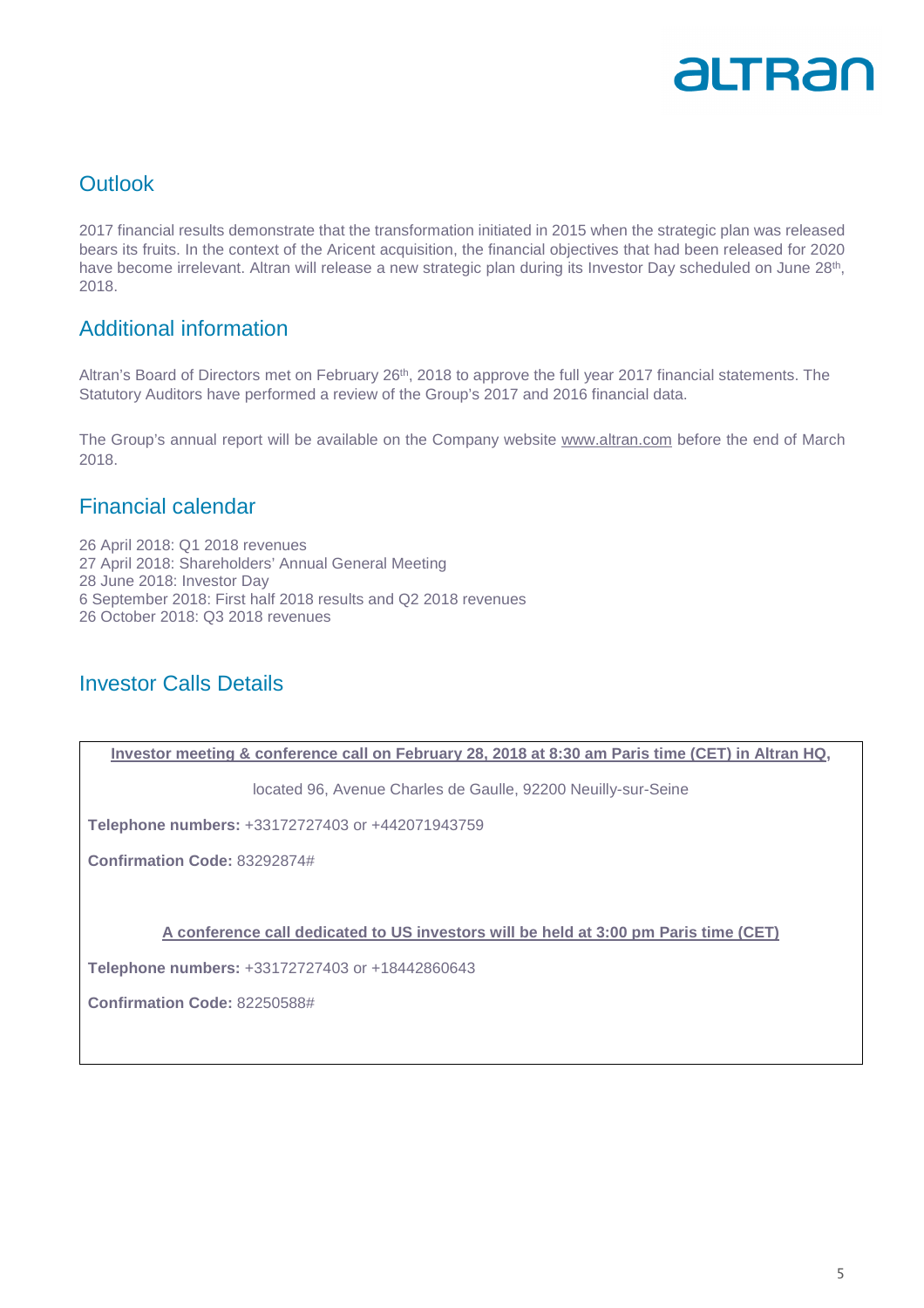## Outlook

2017 financial results demonstrate that the transformation initiated in 2015 when the strategic plan was released bears its fruits. In the context of the Aricent acquisition, the financial objectives that had been released for 2020 have become irrelevant. Altran will release a new strategic plan during its Investor Day scheduled on June 28th, 2018.

## Additional information

Altran's Board of Directors met on February 26th, 2018 to approve the full year 2017 financial statements. The Statutory Auditors have performed a review of the Group's 2017 and 2016 financial data.

The Group's annual report will be available on the Company website www.altran.com before the end of March 2018.

## Financial calendar

26 April 2018: Q1 2018 revenues
27 April 2018: Shareholders' Annual General Meeting
28 June 2018: Investor Day
6 September 2018: First half 2018 results and Q2 2018 revenues
26 October 2018: Q3 2018 revenues

## Investor Calls Details

**Investor meeting & conference call on February 28, 2018 at 8:30 am Paris time (CET) in Altran HQ,**

located 96, Avenue Charles de Gaulle, 92200 Neuilly-sur-Seine

**Telephone numbers:** +33172727403 or +442071943759

**Confirmation Code:** 83292874#

**A conference call dedicated to US investors will be held at 3:00 pm Paris time (CET)**

**Telephone numbers:** +33172727403 or +18442860643

**Confirmation Code:** 82250588#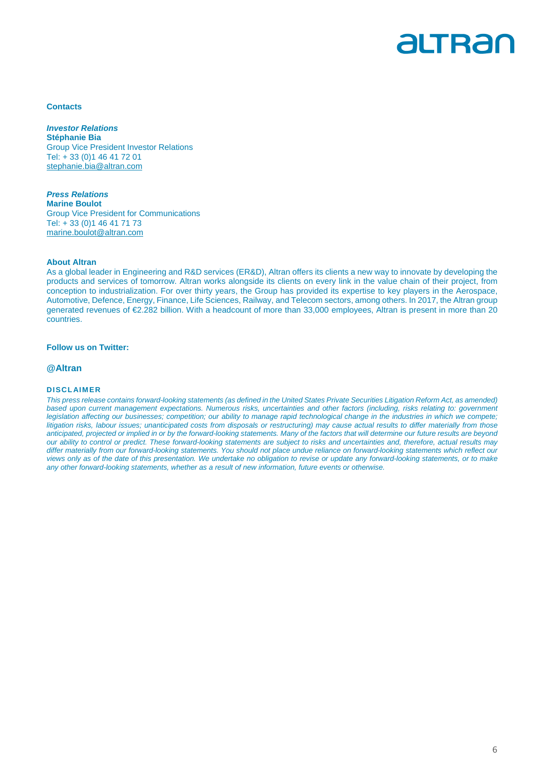**Contacts**

***Investor Relations***
**Stéphanie Bia**
Group Vice President Investor Relations
Tel: + 33 (0)1 46 41 72 01
stephanie.bia@altran.com

***Press Relations***
**Marine Boulot**
Group Vice President for Communications
Tel: + 33 (0)1 46 41 71 73
marine.boulot@altran.com

**About Altran**

As a global leader in Engineering and R&D services (ER&D), Altran offers its clients a new way to innovate by developing the products and services of tomorrow. Altran works alongside its clients on every link in the value chain of their project, from conception to industrialization. For over thirty years, the Group has provided its expertise to key players in the Aerospace, Automotive, Defence, Energy, Finance, Life Sciences, Railway, and Telecom sectors, among others. In 2017, the Altran group generated revenues of €2.282 billion. With a headcount of more than 33,000 employees, Altran is present in more than 20 countries.

**Follow us on Twitter:**

**@Altran**

**DISCLAIMER**

*This press release contains forward-looking statements (as defined in the United States Private Securities Litigation Reform Act, as amended) based upon current management expectations. Numerous risks, uncertainties and other factors (including, risks relating to: government legislation affecting our businesses; competition; our ability to manage rapid technological change in the industries in which we compete; litigation risks, labour issues; unanticipated costs from disposals or restructuring) may cause actual results to differ materially from those anticipated, projected or implied in or by the forward-looking statements. Many of the factors that will determine our future results are beyond our ability to control or predict. These forward-looking statements are subject to risks and uncertainties and, therefore, actual results may differ materially from our forward-looking statements. You should not place undue reliance on forward-looking statements which reflect our views only as of the date of this presentation. We undertake no obligation to revise or update any forward-looking statements, or to make any other forward-looking statements, whether as a result of new information, future events or otherwise.*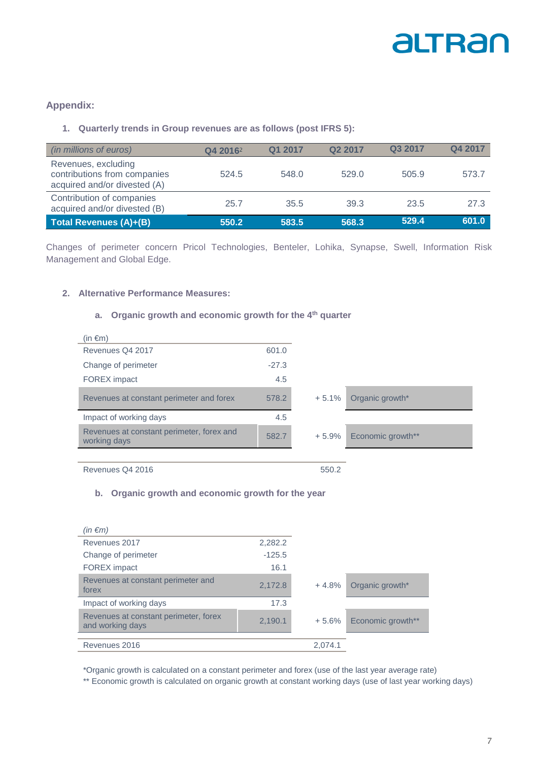## Appendix:

### 1. Quarterly trends in Group revenues are as follows (post IFRS 5):

| *(in millions of euros)* | Q4 2016[2] | Q1 2017 | Q2 2017 | Q3 2017 | Q4 2017 |
|---|---|---|---|---|---|
| Revenues, excluding contributions from companies acquired and/or divested (A) | 524.5 | 548.0 | 529.0 | 505.9 | 573.7 |
| Contribution of companies acquired and/or divested (B) | 25.7 | 35.5 | 39.3 | 23.5 | 27.3 |
| **Total Revenues (A)+(B)** | **550.2** | **583.5** | **568.3** | **529.4** | **601.0** |

Changes of perimeter concern Pricol Technologies, Benteler, Lohika, Synapse, Swell, Information Risk Management and Global Edge.

### 2. Alternative Performance Measures:

#### a. Organic growth and economic growth for the 4th quarter

| (in €m) | | | |
|---|---|---|---|
| Revenues Q4 2017 | 601.0 | | |
| Change of perimeter | -27.3 | | |
| FOREX impact | 4.5 | | |
| Revenues at constant perimeter and forex | 578.2 | + 5.1% | Organic growth* |
| Impact of working days | 4.5 | | |
| Revenues at constant perimeter, forex and working days | 582.7 | + 5.9% | Economic growth** |
| Revenues Q4 2016 | | 550.2 | |

#### b. Organic growth and economic growth for the year

| *(in €m)* | | | |
|---|---|---|---|
| Revenues 2017 | 2,282.2 | | |
| Change of perimeter | -125.5 | | |
| FOREX impact | 16.1 | | |
| Revenues at constant perimeter and forex | 2,172.8 | + 4.8% | Organic growth* |
| Impact of working days | 17.3 | | |
| Revenues at constant perimeter, forex and working days | 2,190.1 | + 5.6% | Economic growth** |
| Revenues 2016 | | 2,074.1 | |

*Organic growth is calculated on a constant perimeter and forex (use of the last year average rate)

** Economic growth is calculated on organic growth at constant working days (use of last year working days)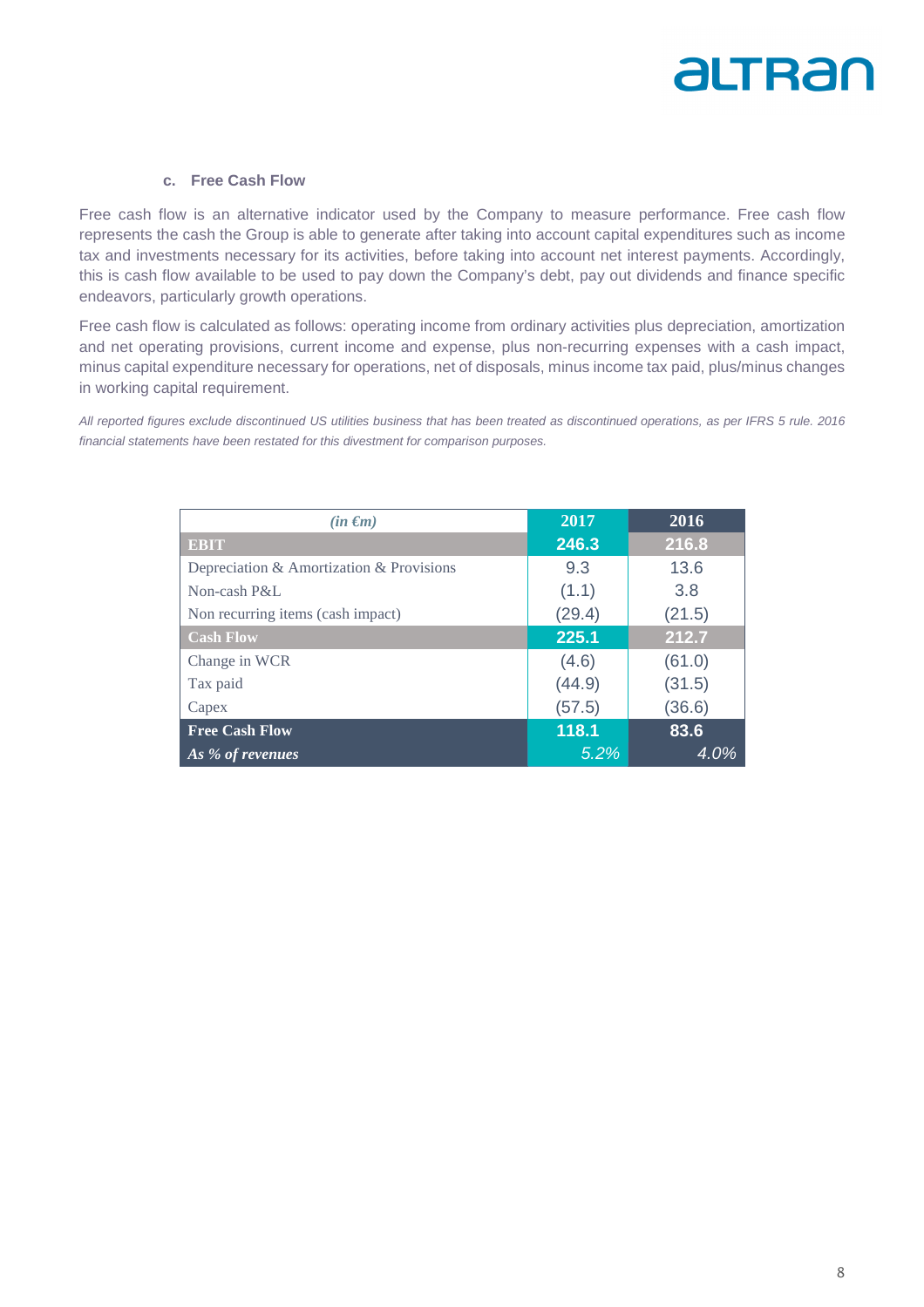### c. Free Cash Flow

Free cash flow is an alternative indicator used by the Company to measure performance. Free cash flow represents the cash the Group is able to generate after taking into account capital expenditures such as income tax and investments necessary for its activities, before taking into account net interest payments. Accordingly, this is cash flow available to be used to pay down the Company's debt, pay out dividends and finance specific endeavors, particularly growth operations.

Free cash flow is calculated as follows: operating income from ordinary activities plus depreciation, amortization and net operating provisions, current income and expense, plus non-recurring expenses with a cash impact, minus capital expenditure necessary for operations, net of disposals, minus income tax paid, plus/minus changes in working capital requirement.

*All reported figures exclude discontinued US utilities business that has been treated as discontinued operations, as per IFRS 5 rule. 2016 financial statements have been restated for this divestment for comparison purposes.*

| *(in €m)* | 2017 | 2016 |
|---|---|---|
| **EBIT** | **246.3** | **216.8** |
| Depreciation & Amortization & Provisions | 9.3 | 13.6 |
| Non-cash P&L | (1.1) | 3.8 |
| Non recurring items (cash impact) | (29.4) | (21.5) |
| **Cash Flow** | **225.1** | **212.7** |
| Change in WCR | (4.6) | (61.0) |
| Tax paid | (44.9) | (31.5) |
| Capex | (57.5) | (36.6) |
| **Free Cash Flow** | **118.1** | **83.6** |
| ***As % of revenues*** | *5.2%* | *4.0%* |